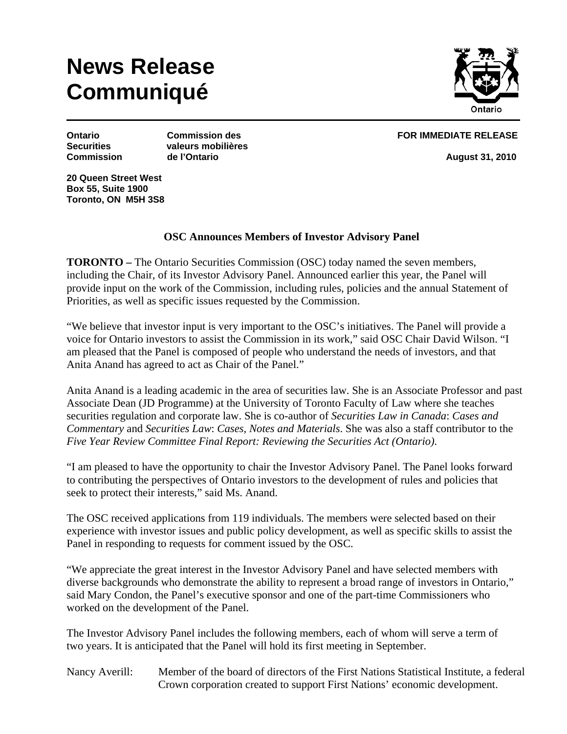# News Release
# Communiqué

**Ontario Securities Commission** **Commission des valeurs mobilières de l'Ontario**

**FOR IMMEDIATE RELEASE**

**August 31, 2010**

**20 Queen Street West**
**Box 55, Suite 1900**
**Toronto, ON M5H 3S8**

## OSC Announces Members of Investor Advisory Panel

**TORONTO –** The Ontario Securities Commission (OSC) today named the seven members, including the Chair, of its Investor Advisory Panel. Announced earlier this year, the Panel will provide input on the work of the Commission, including rules, policies and the annual Statement of Priorities, as well as specific issues requested by the Commission.

"We believe that investor input is very important to the OSC's initiatives. The Panel will provide a voice for Ontario investors to assist the Commission in its work," said OSC Chair David Wilson. "I am pleased that the Panel is composed of people who understand the needs of investors, and that Anita Anand has agreed to act as Chair of the Panel."

Anita Anand is a leading academic in the area of securities law. She is an Associate Professor and past Associate Dean (JD Programme) at the University of Toronto Faculty of Law where she teaches securities regulation and corporate law. She is co-author of *Securities Law in Canada*: *Cases and Commentary* and *Securities Law*: *Cases, Notes and Materials*. She was also a staff contributor to the *Five Year Review Committee Final Report: Reviewing the Securities Act (Ontario)*.

"I am pleased to have the opportunity to chair the Investor Advisory Panel. The Panel looks forward to contributing the perspectives of Ontario investors to the development of rules and policies that seek to protect their interests," said Ms. Anand.

The OSC received applications from 119 individuals. The members were selected based on their experience with investor issues and public policy development, as well as specific skills to assist the Panel in responding to requests for comment issued by the OSC.

"We appreciate the great interest in the Investor Advisory Panel and have selected members with diverse backgrounds who demonstrate the ability to represent a broad range of investors in Ontario," said Mary Condon, the Panel's executive sponsor and one of the part-time Commissioners who worked on the development of the Panel.

The Investor Advisory Panel includes the following members, each of whom will serve a term of two years. It is anticipated that the Panel will hold its first meeting in September.

Nancy Averill: Member of the board of directors of the First Nations Statistical Institute, a federal Crown corporation created to support First Nations' economic development.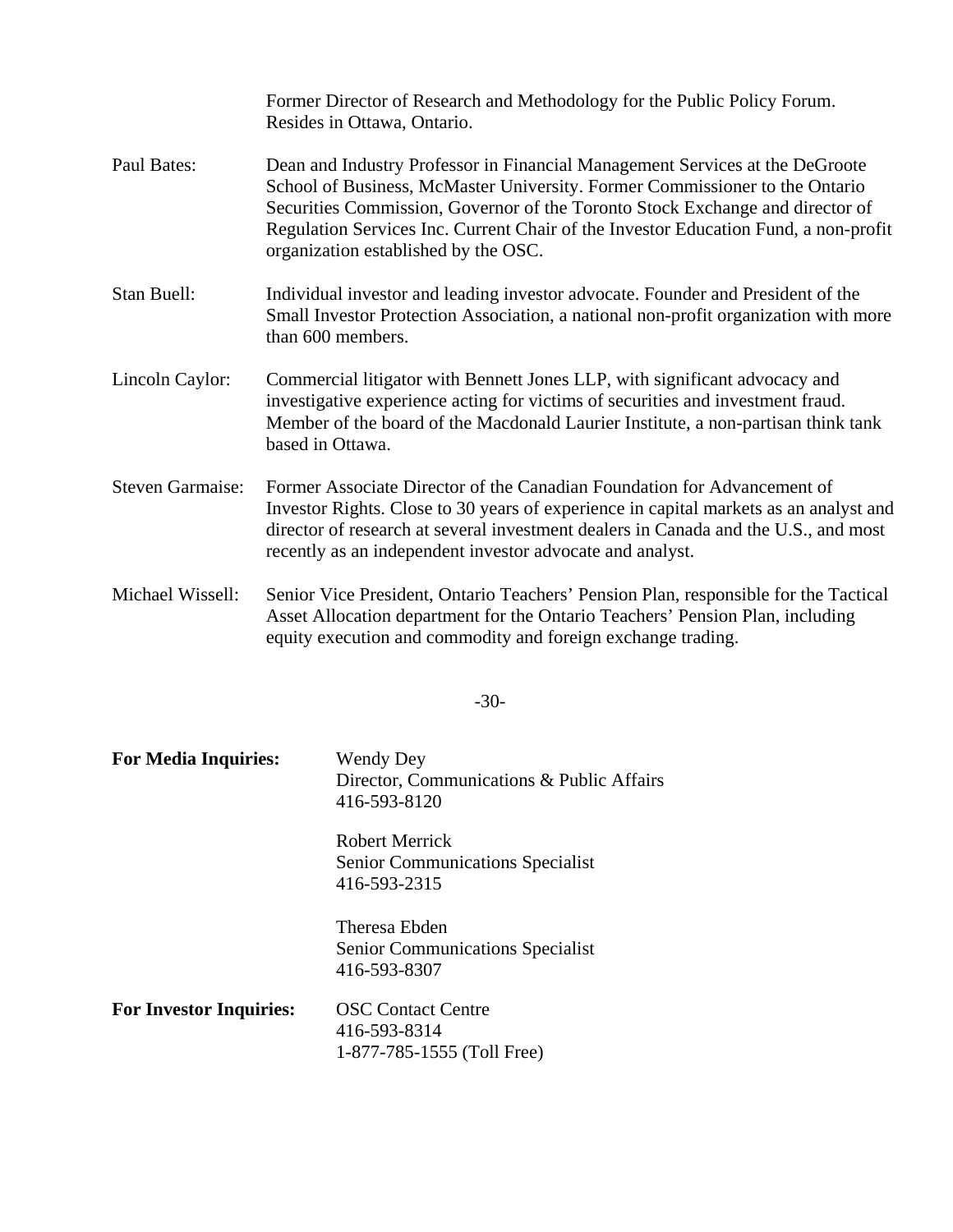Former Director of Research and Methodology for the Public Policy Forum. Resides in Ottawa, Ontario.

Paul Bates: Dean and Industry Professor in Financial Management Services at the DeGroote School of Business, McMaster University. Former Commissioner to the Ontario Securities Commission, Governor of the Toronto Stock Exchange and director of Regulation Services Inc. Current Chair of the Investor Education Fund, a non-profit organization established by the OSC.

Stan Buell: Individual investor and leading investor advocate. Founder and President of the Small Investor Protection Association, a national non-profit organization with more than 600 members.

Lincoln Caylor: Commercial litigator with Bennett Jones LLP, with significant advocacy and investigative experience acting for victims of securities and investment fraud. Member of the board of the Macdonald Laurier Institute, a non-partisan think tank based in Ottawa.

Steven Garmaise: Former Associate Director of the Canadian Foundation for Advancement of Investor Rights. Close to 30 years of experience in capital markets as an analyst and director of research at several investment dealers in Canada and the U.S., and most recently as an independent investor advocate and analyst.

Michael Wissell: Senior Vice President, Ontario Teachers' Pension Plan, responsible for the Tactical Asset Allocation department for the Ontario Teachers' Pension Plan, including equity execution and commodity and foreign exchange trading.

-30-

**For Media Inquiries:**

Wendy Dey
Director, Communications & Public Affairs
416-593-8120

Robert Merrick
Senior Communications Specialist
416-593-2315

Theresa Ebden
Senior Communications Specialist
416-593-8307

**For Investor Inquiries:**

OSC Contact Centre
416-593-8314
1-877-785-1555 (Toll Free)